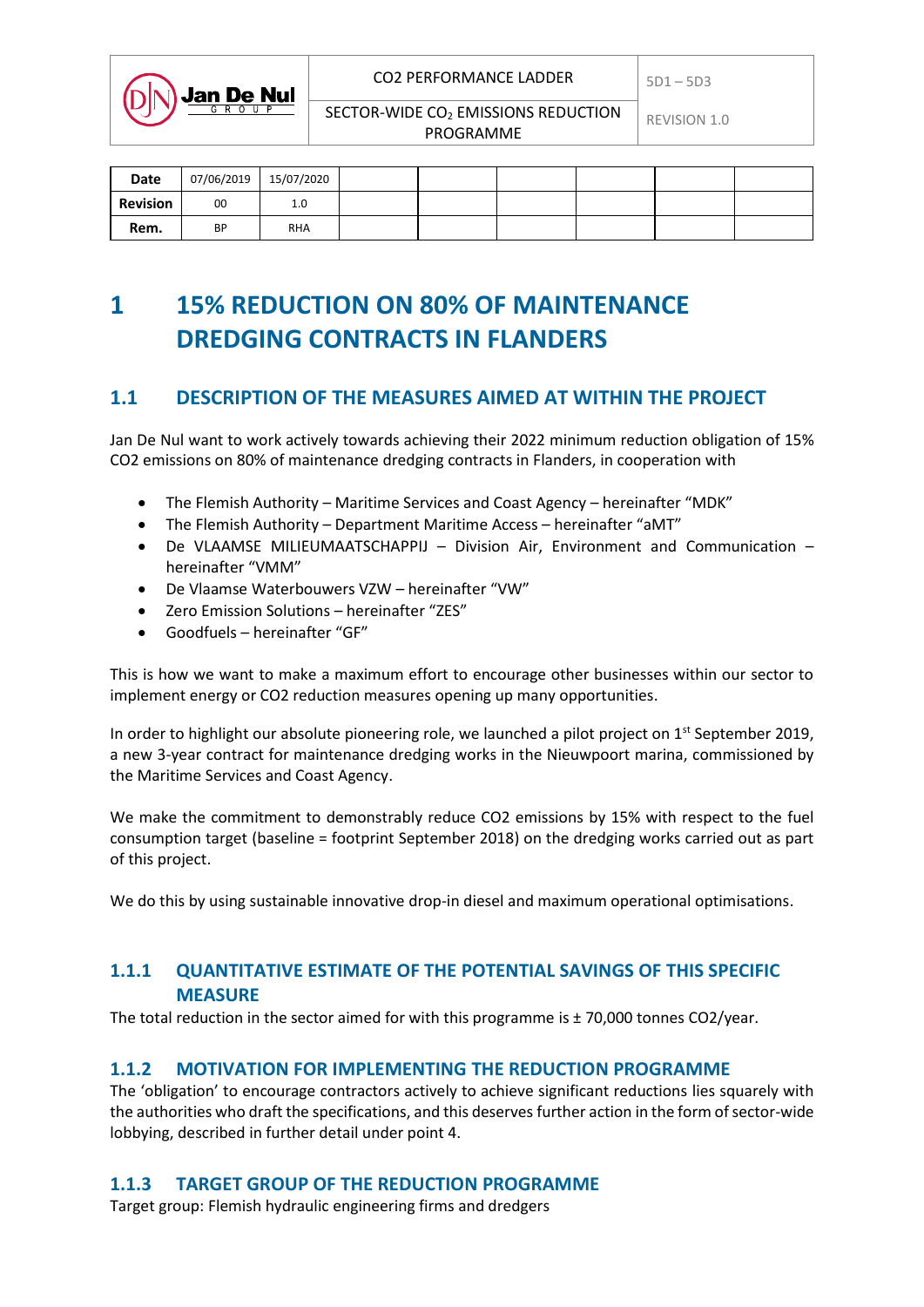| | | |
|---|---|---|
| Jan De Nul GROUP | CO2 PERFORMANCE LADDER | 5D1 – 5D3 |
| | SECTOR-WIDE $CO_2$ EMISSIONS REDUCTION PROGRAMME | REVISION 1.0 |

| Date | 07/06/2019 | 15/07/2020 | | | | | | |
|---|---|---|---|---|---|---|---|---|
| Revision | 00 | 1.0 | | | | | | |
| Rem. | BP | RHA | | | | | | |

# 1 15% REDUCTION ON 80% OF MAINTENANCE DREDGING CONTRACTS IN FLANDERS

## 1.1 DESCRIPTION OF THE MEASURES AIMED AT WITHIN THE PROJECT

Jan De Nul want to work actively towards achieving their 2022 minimum reduction obligation of 15% CO2 emissions on 80% of maintenance dredging contracts in Flanders, in cooperation with

- The Flemish Authority – Maritime Services and Coast Agency – hereinafter "MDK"
- The Flemish Authority – Department Maritime Access – hereinafter "aMT"
- De VLAAMSE MILIEUMAATSCHAPPIJ – Division Air, Environment and Communication – hereinafter "VMM"
- De Vlaamse Waterbouwers VZW – hereinafter "VW"
- Zero Emission Solutions – hereinafter "ZES"
- Goodfuels – hereinafter "GF"

This is how we want to make a maximum effort to encourage other businesses within our sector to implement energy or CO2 reduction measures opening up many opportunities.

In order to highlight our absolute pioneering role, we launched a pilot project on 1st September 2019, a new 3-year contract for maintenance dredging works in the Nieuwpoort marina, commissioned by the Maritime Services and Coast Agency.

We make the commitment to demonstrably reduce CO2 emissions by 15% with respect to the fuel consumption target (baseline = footprint September 2018) on the dredging works carried out as part of this project.

We do this by using sustainable innovative drop-in diesel and maximum operational optimisations.

### 1.1.1 QUANTITATIVE ESTIMATE OF THE POTENTIAL SAVINGS OF THIS SPECIFIC MEASURE

The total reduction in the sector aimed for with this programme is ± 70,000 tonnes CO2/year.

### 1.1.2 MOTIVATION FOR IMPLEMENTING THE REDUCTION PROGRAMME

The 'obligation' to encourage contractors actively to achieve significant reductions lies squarely with the authorities who draft the specifications, and this deserves further action in the form of sector-wide lobbying, described in further detail under point 4.

### 1.1.3 TARGET GROUP OF THE REDUCTION PROGRAMME

Target group: Flemish hydraulic engineering firms and dredgers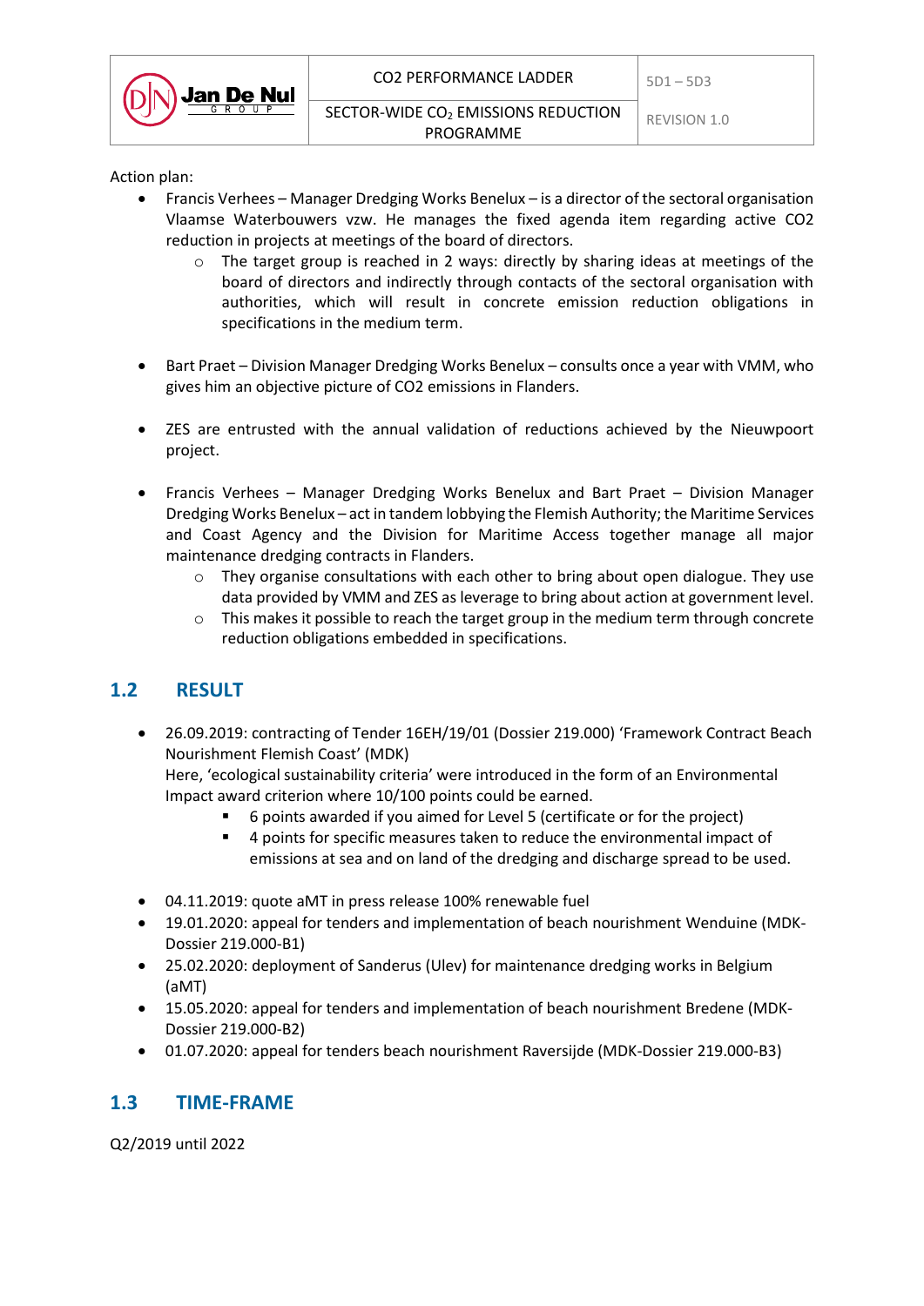Action plan:

- Francis Verhees – Manager Dredging Works Benelux – is a director of the sectoral organisation Vlaamse Waterbouwers vzw. He manages the fixed agenda item regarding active CO2 reduction in projects at meetings of the board of directors.
    - The target group is reached in 2 ways: directly by sharing ideas at meetings of the board of directors and indirectly through contacts of the sectoral organisation with authorities, which will result in concrete emission reduction obligations in specifications in the medium term.
- Bart Praet – Division Manager Dredging Works Benelux – consults once a year with VMM, who gives him an objective picture of CO2 emissions in Flanders.
- ZES are entrusted with the annual validation of reductions achieved by the Nieuwpoort project.
- Francis Verhees – Manager Dredging Works Benelux and Bart Praet – Division Manager Dredging Works Benelux – act in tandem lobbying the Flemish Authority; the Maritime Services and Coast Agency and the Division for Maritime Access together manage all major maintenance dredging contracts in Flanders.
    - They organise consultations with each other to bring about open dialogue. They use data provided by VMM and ZES as leverage to bring about action at government level.
    - This makes it possible to reach the target group in the medium term through concrete reduction obligations embedded in specifications.

## 1.2 RESULT

- 26.09.2019: contracting of Tender 16EH/19/01 (Dossier 219.000) 'Framework Contract Beach Nourishment Flemish Coast' (MDK)
  Here, 'ecological sustainability criteria' were introduced in the form of an Environmental Impact award criterion where 10/100 points could be earned.
    - 6 points awarded if you aimed for Level 5 (certificate or for the project)
    - 4 points for specific measures taken to reduce the environmental impact of emissions at sea and on land of the dredging and discharge spread to be used.
- 04.11.2019: quote aMT in press release 100% renewable fuel
- 19.01.2020: appeal for tenders and implementation of beach nourishment Wenduine (MDK-Dossier 219.000-B1)
- 25.02.2020: deployment of Sanderus (Ulev) for maintenance dredging works in Belgium (aMT)
- 15.05.2020: appeal for tenders and implementation of beach nourishment Bredene (MDK-Dossier 219.000-B2)
- 01.07.2020: appeal for tenders beach nourishment Raversijde (MDK-Dossier 219.000-B3)

## 1.3 TIME-FRAME

Q2/2019 until 2022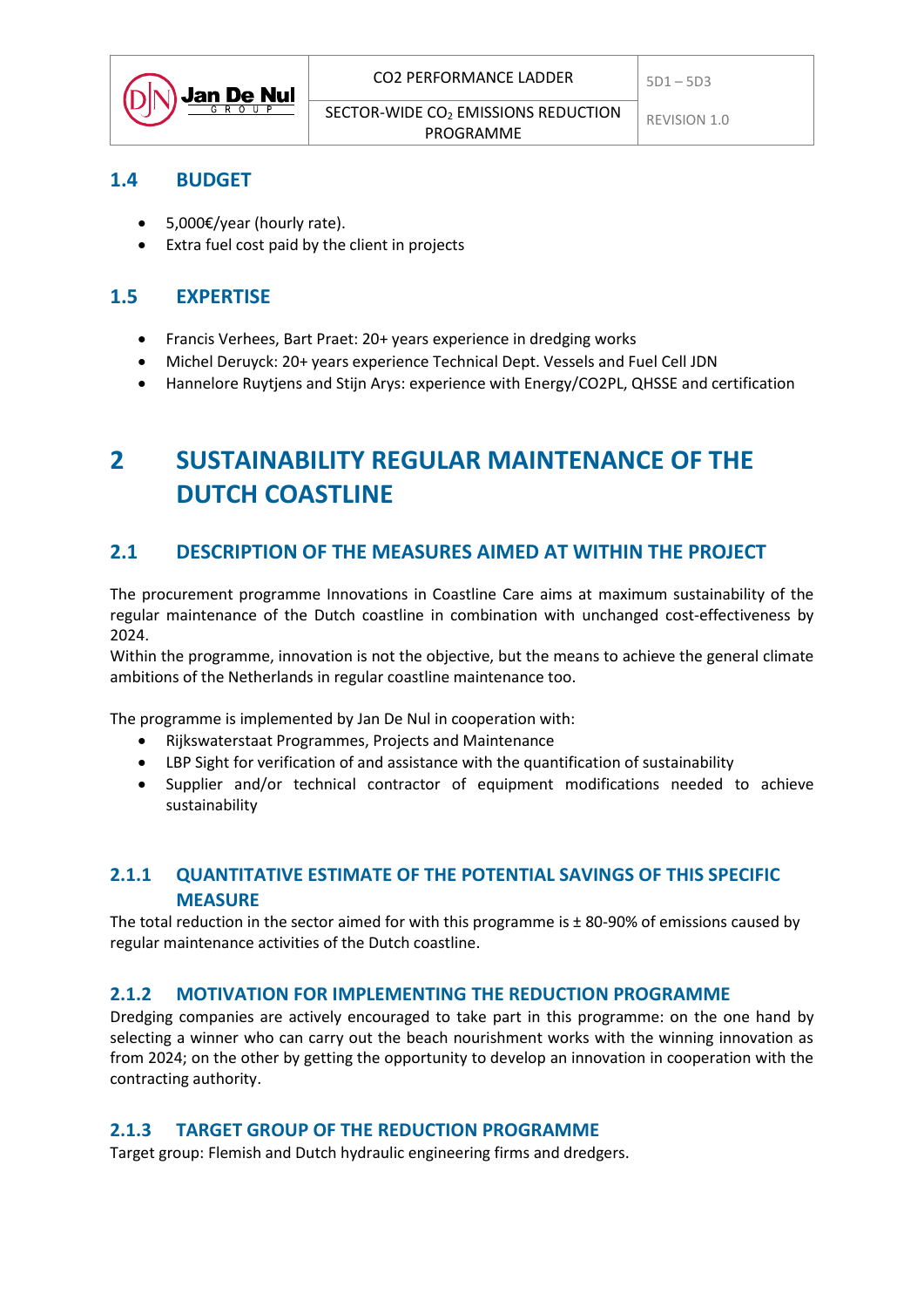## 1.4 BUDGET

- 5,000€/year (hourly rate).
- Extra fuel cost paid by the client in projects

## 1.5 EXPERTISE

- Francis Verhees, Bart Praet: 20+ years experience in dredging works
- Michel Deruyck: 20+ years experience Technical Dept. Vessels and Fuel Cell JDN
- Hannelore Ruytjens and Stijn Arys: experience with Energy/CO2PL, QHSSE and certification

# 2 SUSTAINABILITY REGULAR MAINTENANCE OF THE DUTCH COASTLINE

## 2.1 DESCRIPTION OF THE MEASURES AIMED AT WITHIN THE PROJECT

The procurement programme Innovations in Coastline Care aims at maximum sustainability of the regular maintenance of the Dutch coastline in combination with unchanged cost-effectiveness by 2024.
Within the programme, innovation is not the objective, but the means to achieve the general climate ambitions of the Netherlands in regular coastline maintenance too.

The programme is implemented by Jan De Nul in cooperation with:

- Rijkswaterstaat Programmes, Projects and Maintenance
- LBP Sight for verification of and assistance with the quantification of sustainability
- Supplier and/or technical contractor of equipment modifications needed to achieve sustainability

### 2.1.1 QUANTITATIVE ESTIMATE OF THE POTENTIAL SAVINGS OF THIS SPECIFIC MEASURE

The total reduction in the sector aimed for with this programme is ± 80-90% of emissions caused by regular maintenance activities of the Dutch coastline.

### 2.1.2 MOTIVATION FOR IMPLEMENTING THE REDUCTION PROGRAMME

Dredging companies are actively encouraged to take part in this programme: on the one hand by selecting a winner who can carry out the beach nourishment works with the winning innovation as from 2024; on the other by getting the opportunity to develop an innovation in cooperation with the contracting authority.

### 2.1.3 TARGET GROUP OF THE REDUCTION PROGRAMME

Target group: Flemish and Dutch hydraulic engineering firms and dredgers.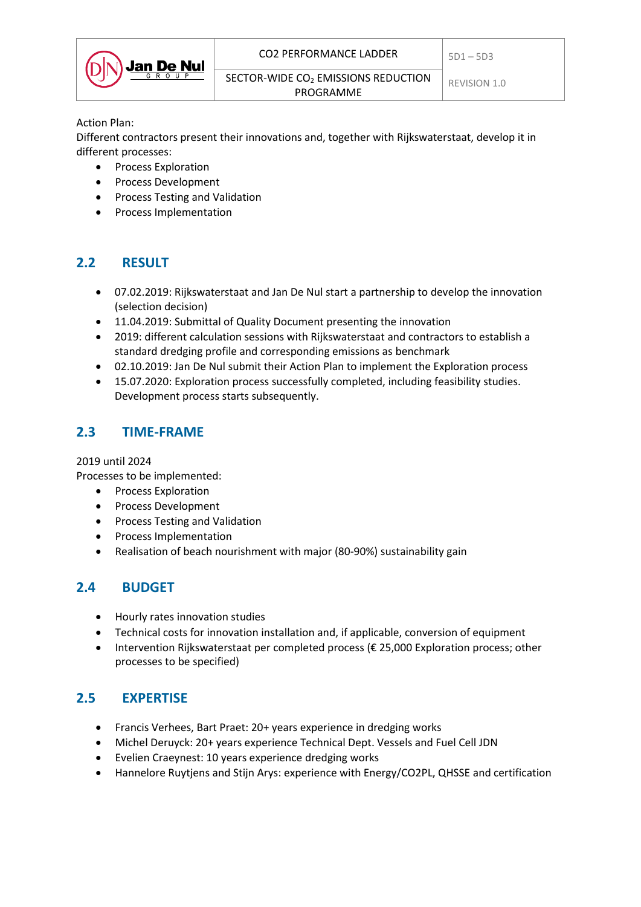Action Plan:
Different contractors present their innovations and, together with Rijkswaterstaat, develop it in different processes:

- Process Exploration
- Process Development
- Process Testing and Validation
- Process Implementation

## 2.2 RESULT

- 07.02.2019: Rijkswaterstaat and Jan De Nul start a partnership to develop the innovation (selection decision)
- 11.04.2019: Submittal of Quality Document presenting the innovation
- 2019: different calculation sessions with Rijkswaterstaat and contractors to establish a standard dredging profile and corresponding emissions as benchmark
- 02.10.2019: Jan De Nul submit their Action Plan to implement the Exploration process
- 15.07.2020: Exploration process successfully completed, including feasibility studies. Development process starts subsequently.

## 2.3 TIME-FRAME

2019 until 2024
Processes to be implemented:

- Process Exploration
- Process Development
- Process Testing and Validation
- Process Implementation
- Realisation of beach nourishment with major (80-90%) sustainability gain

## 2.4 BUDGET

- Hourly rates innovation studies
- Technical costs for innovation installation and, if applicable, conversion of equipment
- Intervention Rijkswaterstaat per completed process (€ 25,000 Exploration process; other processes to be specified)

## 2.5 EXPERTISE

- Francis Verhees, Bart Praet: 20+ years experience in dredging works
- Michel Deruyck: 20+ years experience Technical Dept. Vessels and Fuel Cell JDN
- Evelien Craeynest: 10 years experience dredging works
- Hannelore Ruytjens and Stijn Arys: experience with Energy/CO2PL, QHSSE and certification